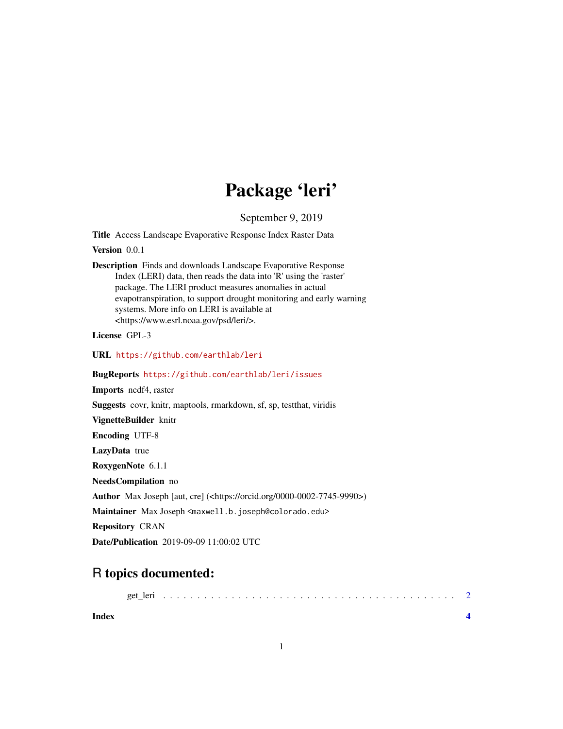# Package 'leri'

September 9, 2019

**Title** Access Landscape Evaporative Response Index Raster Data

**Version** 0.0.1

**Description** Finds and downloads Landscape Evaporative Response Index (LERI) data, then reads the data into 'R' using the 'raster' package. The LERI product measures anomalies in actual evapotranspiration, to support drought monitoring and early warning systems. More info on LERI is available at <https://www.esrl.noaa.gov/psd/leri/>.

**License** GPL-3

**URL** https://github.com/earthlab/leri

**BugReports** https://github.com/earthlab/leri/issues

**Imports** ncdf4, raster

**Suggests** covr, knitr, maptools, rmarkdown, sf, sp, testthat, viridis

**VignetteBuilder** knitr

**Encoding** UTF-8

**LazyData** true

**RoxygenNote** 6.1.1

**NeedsCompilation** no

**Author** Max Joseph [aut, cre] (<https://orcid.org/0000-0002-7745-9990>)

**Maintainer** Max Joseph <maxwell.b.joseph@colorado.edu>

**Repository** CRAN

**Date/Publication** 2019-09-09 11:00:02 UTC

## R topics documented:

get_leri . . . . . . . . . . . . . . . . . . . . . . . . . . . . . . . . . . . . . . . . . 2

**Index** **4**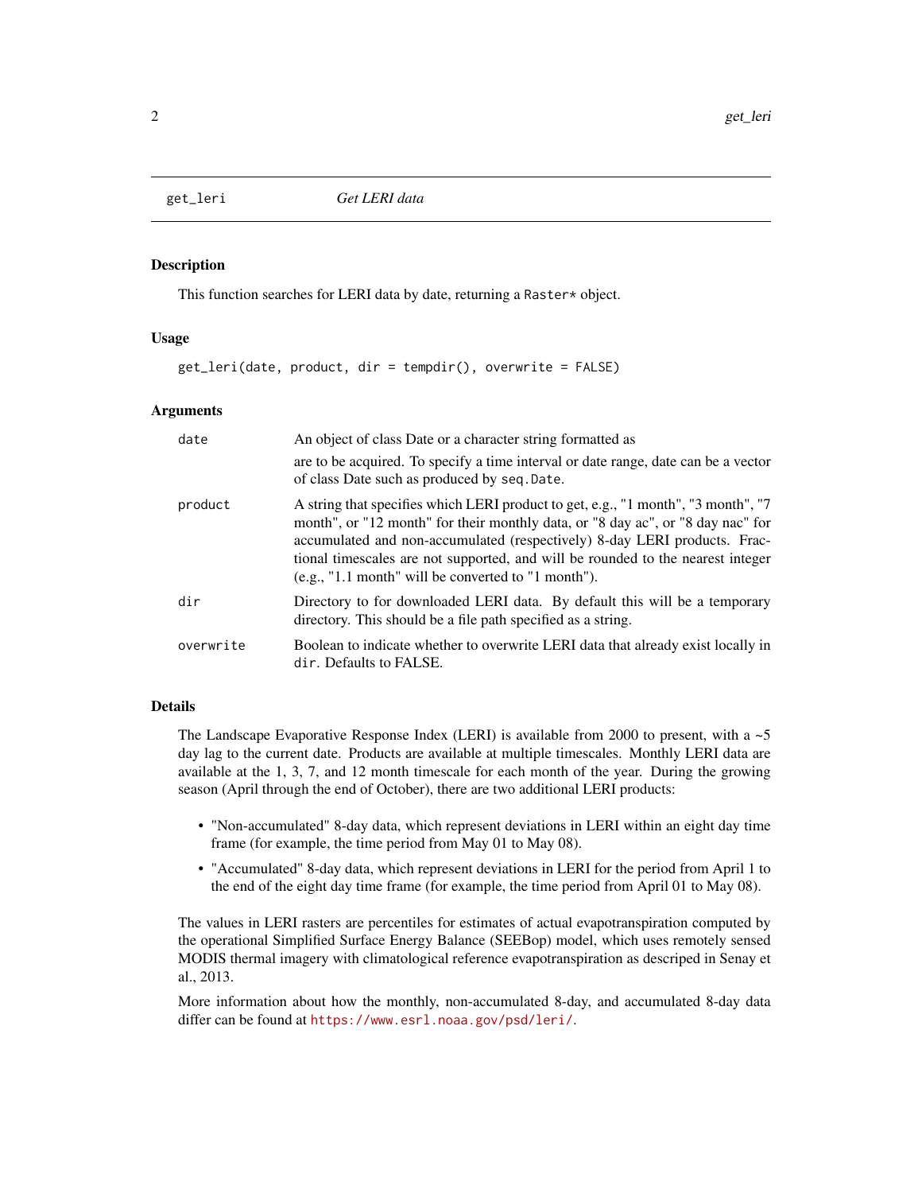get_leri *Get LERI data*

### Description

This function searches for LERI data by date, returning a `Raster*` object.

### Usage

```
get_leri(date, product, dir = tempdir(), overwrite = FALSE)
```

### Arguments

| | |
|---|---|
| `date` | An object of class Date or a character string formatted as<br>are to be acquired. To specify a time interval or date range, date can be a vector of class Date such as produced by `seq.Date`. |
| `product` | A string that specifies which LERI product to get, e.g., "1 month", "3 month", "7 month", or "12 month" for their monthly data, or "8 day ac", or "8 day nac" for accumulated and non-accumulated (respectively) 8-day LERI products. Fractional timescales are not supported, and will be rounded to the nearest integer (e.g., "1.1 month" will be converted to "1 month"). |
| `dir` | Directory to for downloaded LERI data. By default this will be a temporary directory. This should be a file path specified as a string. |
| `overwrite` | Boolean to indicate whether to overwrite LERI data that already exist locally in `dir`. Defaults to FALSE. |

### Details

The Landscape Evaporative Response Index (LERI) is available from 2000 to present, with a ~5 day lag to the current date. Products are available at multiple timescales. Monthly LERI data are available at the 1, 3, 7, and 12 month timescale for each month of the year. During the growing season (April through the end of October), there are two additional LERI products:

- "Non-accumulated" 8-day data, which represent deviations in LERI within an eight day time frame (for example, the time period from May 01 to May 08).
- "Accumulated" 8-day data, which represent deviations in LERI for the period from April 1 to the end of the eight day time frame (for example, the time period from April 01 to May 08).

The values in LERI rasters are percentiles for estimates of actual evapotranspiration computed by the operational Simplified Surface Energy Balance (SEEBop) model, which uses remotely sensed MODIS thermal imagery with climatological reference evapotranspiration as descriped in Senay et al., 2013.

More information about how the monthly, non-accumulated 8-day, and accumulated 8-day data differ can be found at https://www.esrl.noaa.gov/psd/leri/.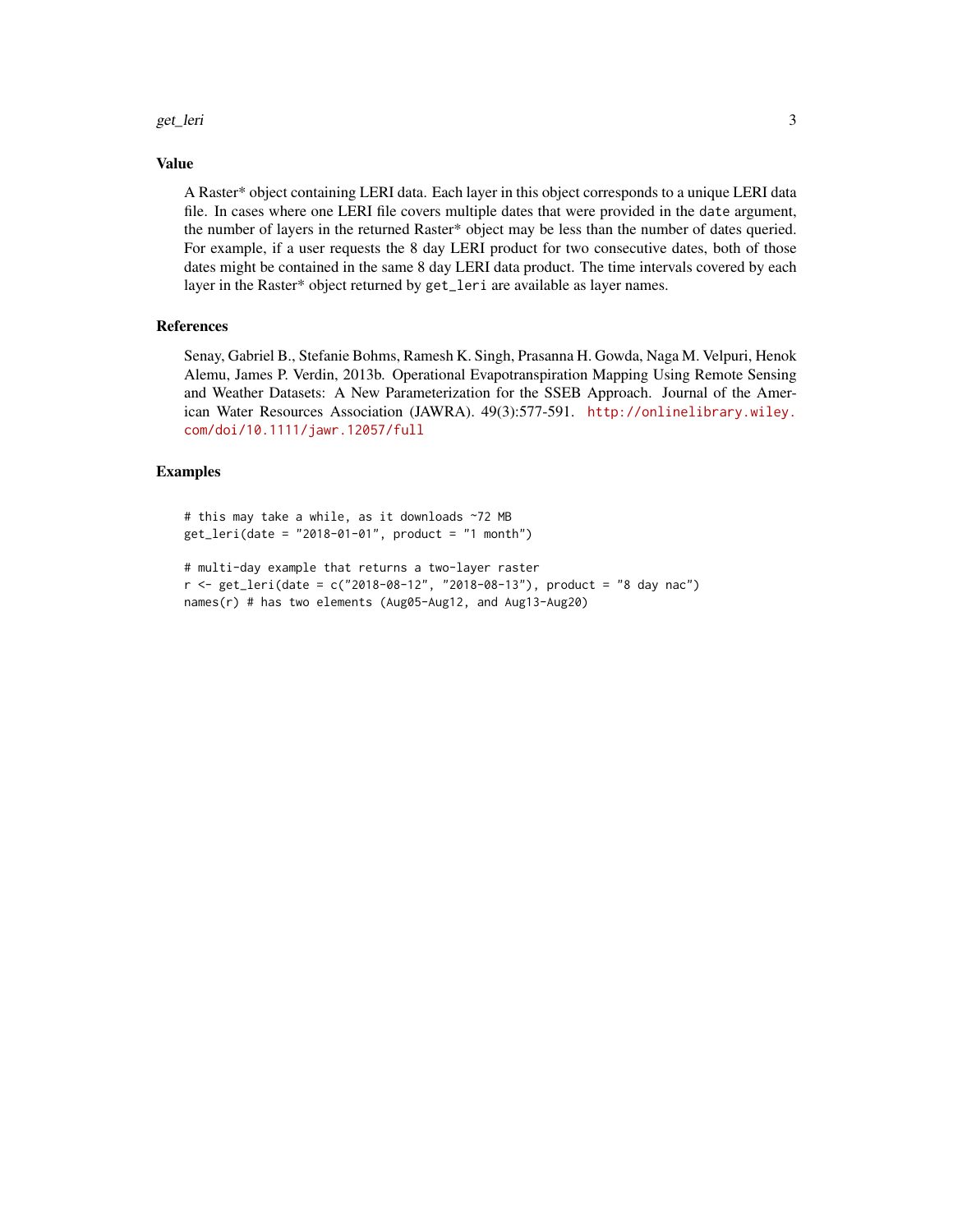## Value

A Raster* object containing LERI data. Each layer in this object corresponds to a unique LERI data file. In cases where one LERI file covers multiple dates that were provided in the `date` argument, the number of layers in the returned Raster* object may be less than the number of dates queried. For example, if a user requests the 8 day LERI product for two consecutive dates, both of those dates might be contained in the same 8 day LERI data product. The time intervals covered by each layer in the Raster* object returned by `get_leri` are available as layer names.

## References

Senay, Gabriel B., Stefanie Bohms, Ramesh K. Singh, Prasanna H. Gowda, Naga M. Velpuri, Henok Alemu, James P. Verdin, 2013b. Operational Evapotranspiration Mapping Using Remote Sensing and Weather Datasets: A New Parameterization for the SSEB Approach. Journal of the American Water Resources Association (JAWRA). 49(3):577-591. http://onlinelibrary.wiley.com/doi/10.1111/jawr.12057/full

## Examples

```
# this may take a while, as it downloads ~72 MB
get_leri(date = "2018-01-01", product = "1 month")

# multi-day example that returns a two-layer raster
r <- get_leri(date = c("2018-08-12", "2018-08-13"), product = "8 day nac")
names(r) # has two elements (Aug05-Aug12, and Aug13-Aug20)
```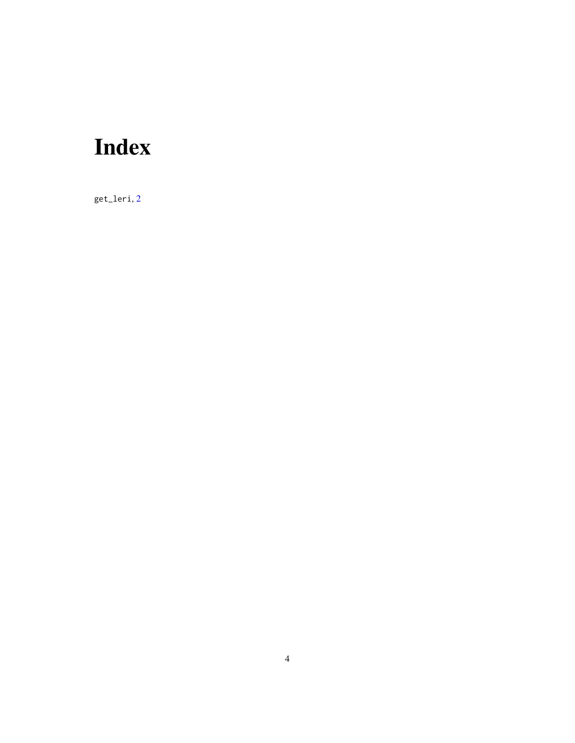# Index

get_leri, 2